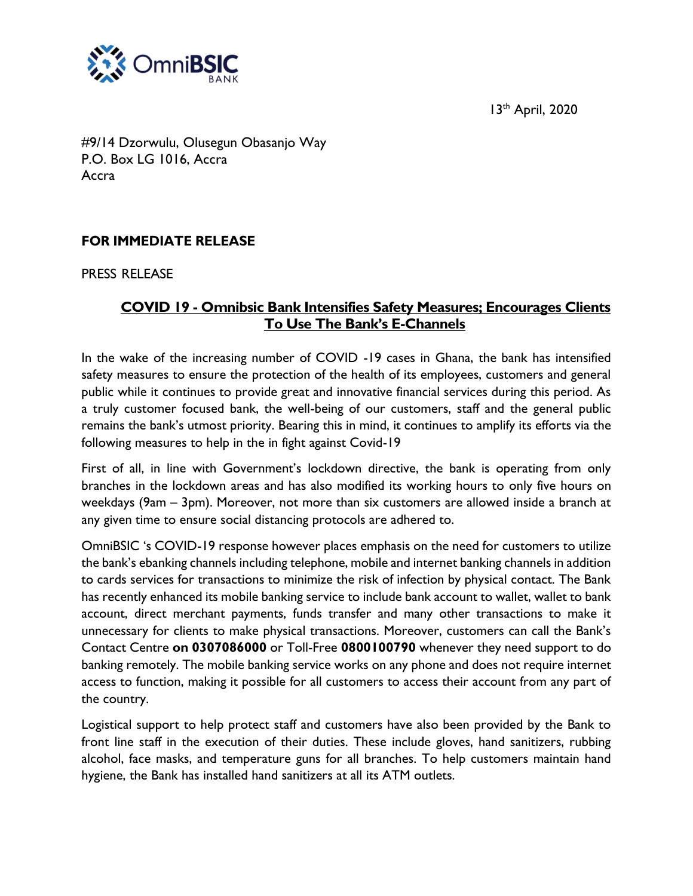13th April, 2020

#9/14 Dzorwulu, Olusegun Obasanjo Way
P.O. Box LG 1016, Accra
Accra

**FOR IMMEDIATE RELEASE**

PRESS RELEASE

## COVID 19 - Omnibsic Bank Intensifies Safety Measures; Encourages Clients To Use The Bank's E-Channels

In the wake of the increasing number of COVID -19 cases in Ghana, the bank has intensified safety measures to ensure the protection of the health of its employees, customers and general public while it continues to provide great and innovative financial services during this period. As a truly customer focused bank, the well-being of our customers, staff and the general public remains the bank's utmost priority. Bearing this in mind, it continues to amplify its efforts via the following measures to help in the in fight against Covid-19

First of all, in line with Government's lockdown directive, the bank is operating from only branches in the lockdown areas and has also modified its working hours to only five hours on weekdays (9am – 3pm). Moreover, not more than six customers are allowed inside a branch at any given time to ensure social distancing protocols are adhered to.

OmniBSIC 's COVID-19 response however places emphasis on the need for customers to utilize the bank's ebanking channels including telephone, mobile and internet banking channels in addition to cards services for transactions to minimize the risk of infection by physical contact. The Bank has recently enhanced its mobile banking service to include bank account to wallet, wallet to bank account, direct merchant payments, funds transfer and many other transactions to make it unnecessary for clients to make physical transactions. Moreover, customers can call the Bank's Contact Centre **on 0307086000** or Toll-Free **0800100790** whenever they need support to do banking remotely. The mobile banking service works on any phone and does not require internet access to function, making it possible for all customers to access their account from any part of the country.

Logistical support to help protect staff and customers have also been provided by the Bank to front line staff in the execution of their duties. These include gloves, hand sanitizers, rubbing alcohol, face masks, and temperature guns for all branches. To help customers maintain hand hygiene, the Bank has installed hand sanitizers at all its ATM outlets.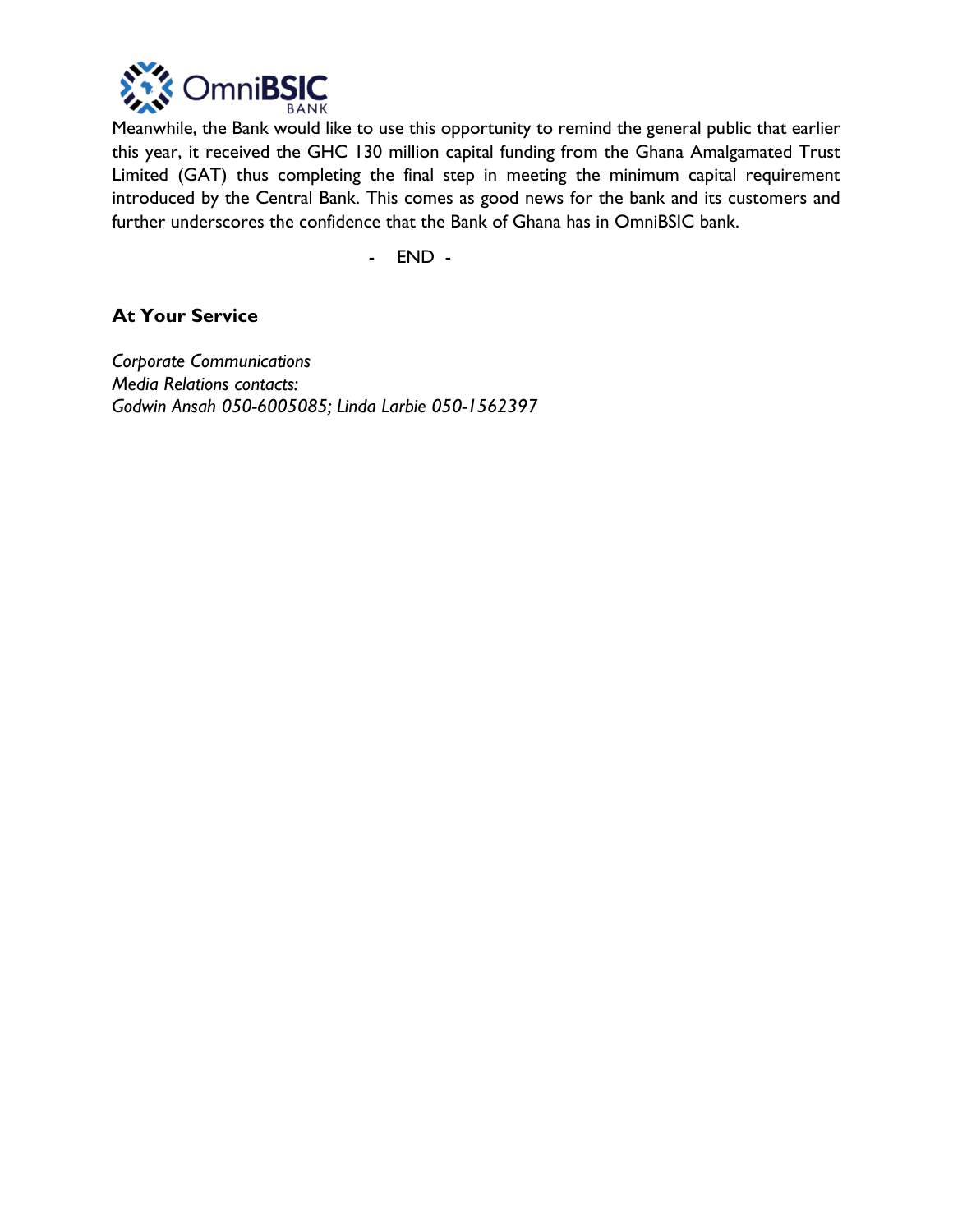Meanwhile, the Bank would like to use this opportunity to remind the general public that earlier this year, it received the GHC 130 million capital funding from the Ghana Amalgamated Trust Limited (GAT) thus completing the final step in meeting the minimum capital requirement introduced by the Central Bank. This comes as good news for the bank and its customers and further underscores the confidence that the Bank of Ghana has in OmniBSIC bank.

- END -

**At Your Service**

*Corporate Communications*
*Media Relations contacts:*
*Godwin Ansah 050-6005085; Linda Larbie 050-1562397*